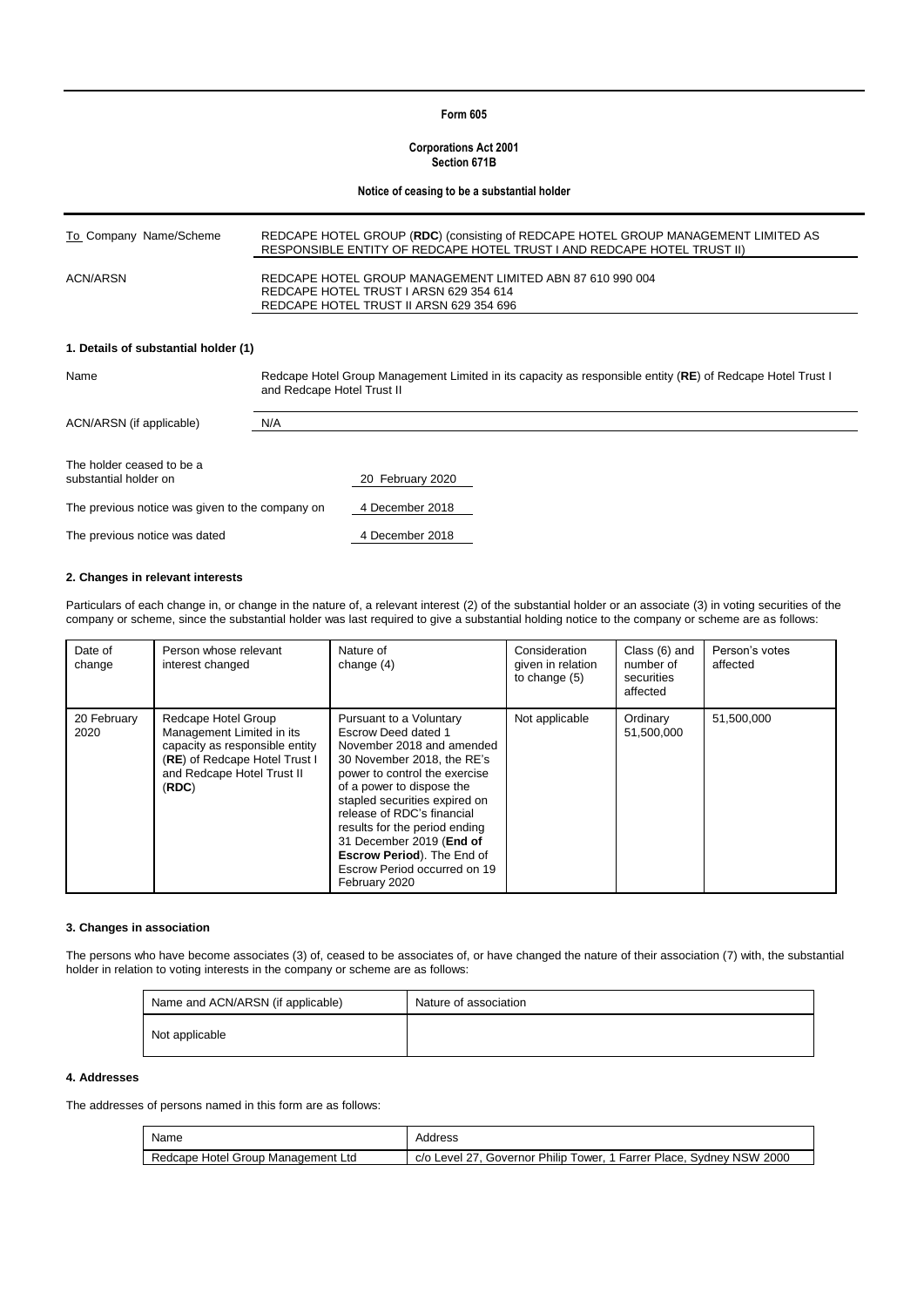**Form 605**

**Corporations Act 2001**
**Section 671B**

**Notice of ceasing to be a substantial holder**

| | |
|---|---|
| To Company Name/Scheme | REDCAPE HOTEL GROUP (**RDC**) (consisting of REDCAPE HOTEL GROUP MANAGEMENT LIMITED AS RESPONSIBLE ENTITY OF REDCAPE HOTEL TRUST I AND REDCAPE HOTEL TRUST II) |
| ACN/ARSN | REDCAPE HOTEL GROUP MANAGEMENT LIMITED ABN 87 610 990 004<br>REDCAPE HOTEL TRUST I ARSN 629 354 614<br>REDCAPE HOTEL TRUST II ARSN 629 354 696 |

## 1. Details of substantial holder (1)

| | |
|---|---|
| Name | Redcape Hotel Group Management Limited in its capacity as responsible entity (**RE**) of Redcape Hotel Trust I and Redcape Hotel Trust II |
| ACN/ARSN (if applicable) | N/A |

| | |
|---|---|
| The holder ceased to be a substantial holder on | 20 February 2020 |
| The previous notice was given to the company on | 4 December 2018 |
| The previous notice was dated | 4 December 2018 |

## 2. Changes in relevant interests

Particulars of each change in, or change in the nature of, a relevant interest (2) of the substantial holder or an associate (3) in voting securities of the company or scheme, since the substantial holder was last required to give a substantial holding notice to the company or scheme are as follows:

| Date of change | Person whose relevant interest changed | Nature of change (4) | Consideration given in relation to change (5) | Class (6) and number of securities affected | Person's votes affected |
|---|---|---|---|---|---|
| 20 February 2020 | Redcape Hotel Group Management Limited in its capacity as responsible entity (**RE**) of Redcape Hotel Trust I and Redcape Hotel Trust II (**RDC**) | Pursuant to a Voluntary Escrow Deed dated 1 November 2018 and amended 30 November 2018, the RE's power to control the exercise of a power to dispose the stapled securities expired on release of RDC's financial results for the period ending 31 December 2019 (**End of Escrow Period**). The End of Escrow Period occurred on 19 February 2020 | Not applicable | Ordinary 51,500,000 | 51,500,000 |

## 3. Changes in association

The persons who have become associates (3) of, ceased to be associates of, or have changed the nature of their association (7) with, the substantial holder in relation to voting interests in the company or scheme are as follows:

| Name and ACN/ARSN (if applicable) | Nature of association |
|---|---|
| Not applicable | |

## 4. Addresses

The addresses of persons named in this form are as follows:

| Name | Address |
|---|---|
| Redcape Hotel Group Management Ltd | c/o Level 27, Governor Philip Tower, 1 Farrer Place, Sydney NSW 2000 |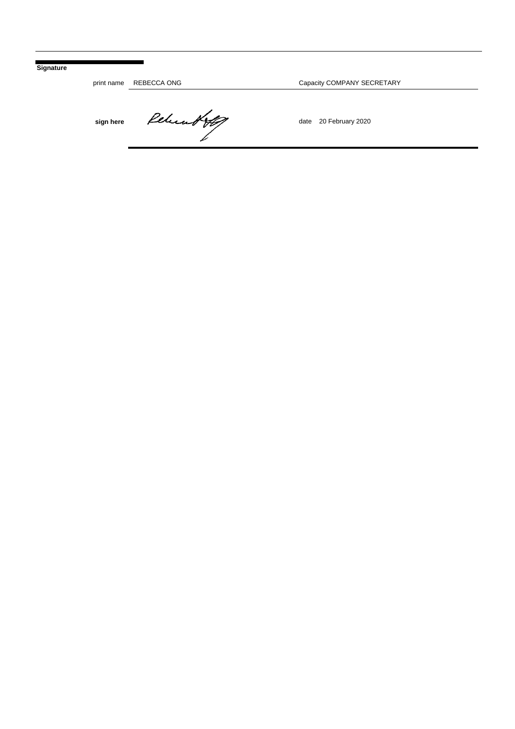**Signature**

print name REBECCA ONG

Capacity COMPANY SECRETARY

**sign here**

date 20 February 2020